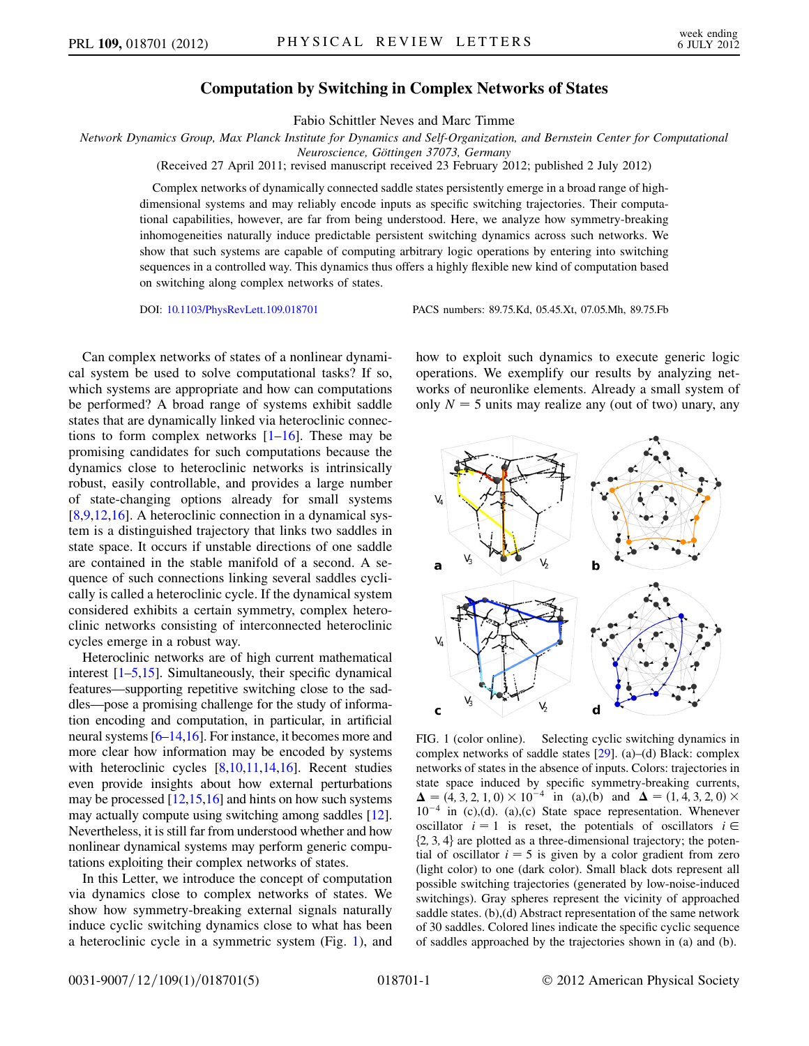# Computation by Switching in Complex Networks of States

Fabio Schittler Neves and Marc Timme

*Network Dynamics Group, Max Planck Institute for Dynamics and Self-Organization, and Bernstein Center for Computational Neuroscience, Göttingen 37073, Germany*

(Received 27 April 2011; revised manuscript received 23 February 2012; published 2 July 2012)

Complex networks of dynamically connected saddle states persistently emerge in a broad range of high-dimensional systems and may reliably encode inputs as specific switching trajectories. Their computational capabilities, however, are far from being understood. Here, we analyze how symmetry-breaking inhomogeneities naturally induce predictable persistent switching dynamics across such networks. We show that such systems are capable of computing arbitrary logic operations by entering into switching sequences in a controlled way. This dynamics thus offers a highly flexible new kind of computation based on switching along complex networks of states.

DOI: 10.1103/PhysRevLett.109.018701 PACS numbers: 89.75.Kd, 05.45.Xt, 07.05.Mh, 89.75.Fb

Can complex networks of states of a nonlinear dynamical system be used to solve computational tasks? If so, which systems are appropriate and how can computations be performed? A broad range of systems exhibit saddle states that are dynamically linked via heteroclinic connections to form complex networks [1–16]. These may be promising candidates for such computations because the dynamics close to heteroclinic networks is intrinsically robust, easily controllable, and provides a large number of state-changing options already for small systems [8,9,12,16]. A heteroclinic connection in a dynamical system is a distinguished trajectory that links two saddles in state space. It occurs if unstable directions of one saddle are contained in the stable manifold of a second. A sequence of such connections linking several saddles cyclically is called a heteroclinic cycle. If the dynamical system considered exhibits a certain symmetry, complex heteroclinic networks consisting of interconnected heteroclinic cycles emerge in a robust way.

Heteroclinic networks are of high current mathematical interest [1–5,15]. Simultaneously, their specific dynamical features—supporting repetitive switching close to the saddles—pose a promising challenge for the study of information encoding and computation, in particular, in artificial neural systems [6–14,16]. For instance, it becomes more and more clear how information may be encoded by systems with heteroclinic cycles [8,10,11,14,16]. Recent studies even provide insights about how external perturbations may be processed [12,15,16] and hints on how such systems may actually compute using switching among saddles [12]. Nevertheless, it is still far from understood whether and how nonlinear dynamical systems may perform generic computations exploiting their complex networks of states.

In this Letter, we introduce the concept of computation via dynamics close to complex networks of states. We show how symmetry-breaking external signals naturally induce cyclic switching dynamics close to what has been a heteroclinic cycle in a symmetric system (Fig. 1), and how to exploit such dynamics to execute generic logic operations. We exemplify our results by analyzing networks of neuronlike elements. Already a small system of only $N = 5$ units may realize any (out of two) unary, any

FIG. 1 (color online). Selecting cyclic switching dynamics in complex networks of saddle states [29]. (a)–(d) Black: complex networks of states in the absence of inputs. Colors: trajectories in state space induced by specific symmetry-breaking currents, $\boldsymbol{\Delta} = (4, 3, 2, 1, 0) \times 10^{-4}$ in (a),(b) and $\boldsymbol{\Delta} = (1, 4, 3, 2, 0) \times 10^{-4}$ in (c),(d). (a),(c) State space representation. Whenever oscillator $i = 1$ is reset, the potentials of oscillators $i \in \{2, 3, 4\}$ are plotted as a three-dimensional trajectory; the potential of oscillator $i = 5$ is given by a color gradient from zero (light color) to one (dark color). Small black dots represent all possible switching trajectories (generated by low-noise-induced switchings). Gray spheres represent the vicinity of approached saddle states. (b),(d) Abstract representation of the same network of 30 saddles. Colored lines indicate the specific cyclic sequence of saddles approached by the trajectories shown in (a) and (b).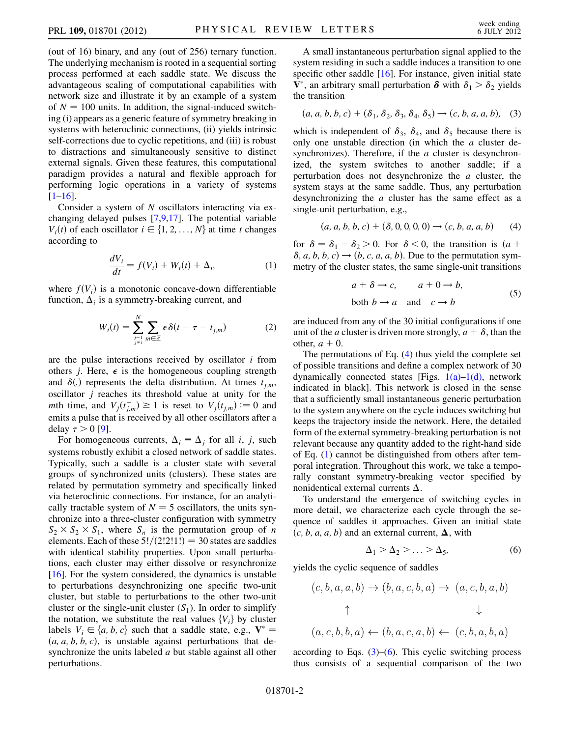(out of 16) binary, and any (out of 256) ternary function. The underlying mechanism is rooted in a sequential sorting process performed at each saddle state. We discuss the advantageous scaling of computational capabilities with network size and illustrate it by an example of a system of $N = 100$ units. In addition, the signal-induced switching (i) appears as a generic feature of symmetry breaking in systems with heteroclinic connections, (ii) yields intrinsic self-corrections due to cyclic repetitions, and (iii) is robust to distractions and simultaneously sensitive to distinct external signals. Given these features, this computational paradigm provides a natural and flexible approach for performing logic operations in a variety of systems [1–16].

Consider a system of $N$ oscillators interacting via exchanging delayed pulses [7,9,17]. The potential variable $V_i(t)$ of each oscillator $i \in \{1, 2, \ldots, N\}$ at time $t$ changes according to

$$\frac{dV_i}{dt} = f(V_i) + W_i(t) + \Delta_i, \tag{1}$$

where $f(V_i)$ is a monotonic concave-down differentiable function, $\Delta_i$ is a symmetry-breaking current, and

$$W_i(t) = \sum_{\substack{j=1 \\ j \neq i}}^{N} \sum_{m \in \mathbb{Z}} \epsilon \delta(t - \tau - t_{j,m}) \tag{2}$$

are the pulse interactions received by oscillator $i$ from others $j$. Here, $\epsilon$ is the homogeneous coupling strength and $\delta(.)$ represents the delta distribution. At times $t_{j,m}$, oscillator $j$ reaches its threshold value at unity for the $m$th time, and $V_j(t_{j,m}^-) \geq 1$ is reset to $V_j(t_{j,m}) := 0$ and emits a pulse that is received by all other oscillators after a delay $\tau > 0$ [9].

For homogeneous currents, $\Delta_i \equiv \Delta_j$ for all $i$, $j$, such systems robustly exhibit a closed network of saddle states. Typically, such a saddle is a cluster state with several groups of synchronized units (clusters). These states are related by permutation symmetry and specifically linked via heteroclinic connections. For instance, for an analytically tractable system of $N = 5$ oscillators, the units synchronize into a three-cluster configuration with symmetry $S_2 \times S_2 \times S_1$, where $S_n$ is the permutation group of $n$ elements. Each of these $5!/(2!2!1!) = 30$ states are saddles with identical stability properties. Upon small perturbations, each cluster may either dissolve or resynchronize [16]. For the system considered, the dynamics is unstable to perturbations desynchronizing one specific two-unit cluster, but stable to perturbations to the other two-unit cluster or the single-unit cluster ($S_1$). In order to simplify the notation, we substitute the real values $\{V_i\}$ by cluster labels $V_i \in \{a, b, c\}$ such that a saddle state, e.g., $\mathbf{V}^* = (a, a, b, b, c)$, is unstable against perturbations that desynchronize the units labeled $a$ but stable against all other perturbations.

A small instantaneous perturbation signal applied to the system residing in such a saddle induces a transition to one specific other saddle [16]. For instance, given initial state $\mathbf{V}^*$, an arbitrary small perturbation $\boldsymbol{\delta}$ with $\delta_1 > \delta_2$ yields the transition

$$(a, a, b, b, c) + (\delta_1, \delta_2, \delta_3, \delta_4, \delta_5) \rightarrow (c, b, a, a, b), \tag{3}$$

which is independent of $\delta_3$, $\delta_4$, and $\delta_5$ because there is only one unstable direction (in which the $a$ cluster desynchronizes). Therefore, if the $a$ cluster is desynchronized, the system switches to another saddle; if a perturbation does not desynchronize the $a$ cluster, the system stays at the same saddle. Thus, any perturbation desynchronizing the $a$ cluster has the same effect as a single-unit perturbation, e.g.,

$$(a, a, b, b, c) + (\delta, 0, 0, 0, 0) \rightarrow (c, b, a, a, b) \tag{4}$$

for $\delta = \delta_1 - \delta_2 > 0$. For $\delta < 0$, the transition is $(a + \delta, a, b, b, c) \rightarrow (b, c, a, a, b)$. Due to the permutation symmetry of the cluster states, the same single-unit transitions

$$\begin{gathered} a + \delta \rightarrow c, \qquad a + 0 \rightarrow b, \\ \text{both } b \rightarrow a \quad \text{and} \quad c \rightarrow b \end{gathered} \tag{5}$$

are induced from any of the 30 initial configurations if one unit of the $a$ cluster is driven more strongly, $a + \delta$, than the other, $a + 0$.

The permutations of Eq. (4) thus yield the complete set of possible transitions and define a complex network of 30 dynamically connected states [Figs. 1(a)–1(d), network indicated in black]. This network is closed in the sense that a sufficiently small instantaneous generic perturbation to the system anywhere on the cycle induces switching but keeps the trajectory inside the network. Here, the detailed form of the external symmetry-breaking perturbation is not relevant because any quantity added to the right-hand side of Eq. (1) cannot be distinguished from others after temporal integration. Throughout this work, we take a temporally constant symmetry-breaking vector specified by nonidentical external currents $\boldsymbol{\Delta}$.

To understand the emergence of switching cycles in more detail, we characterize each cycle through the sequence of saddles it approaches. Given an initial state $(c, b, a, a, b)$ and an external current, $\boldsymbol{\Delta}$, with

$$\Delta_1 > \Delta_2 > \ldots > \Delta_5, \tag{6}$$

yields the cyclic sequence of saddles

$$\begin{array}{ccccc} (c,b,a,a,b) & \rightarrow & (b,a,c,b,a) & \rightarrow & (a,c,b,a,b) \\ \uparrow & & & & \downarrow \\ (a,c,b,b,a) & \leftarrow & (b,a,c,a,b) & \leftarrow & (c,b,a,b,a) \end{array}$$

according to Eqs. (3)–(6). This cyclic switching process thus consists of a sequential comparison of the two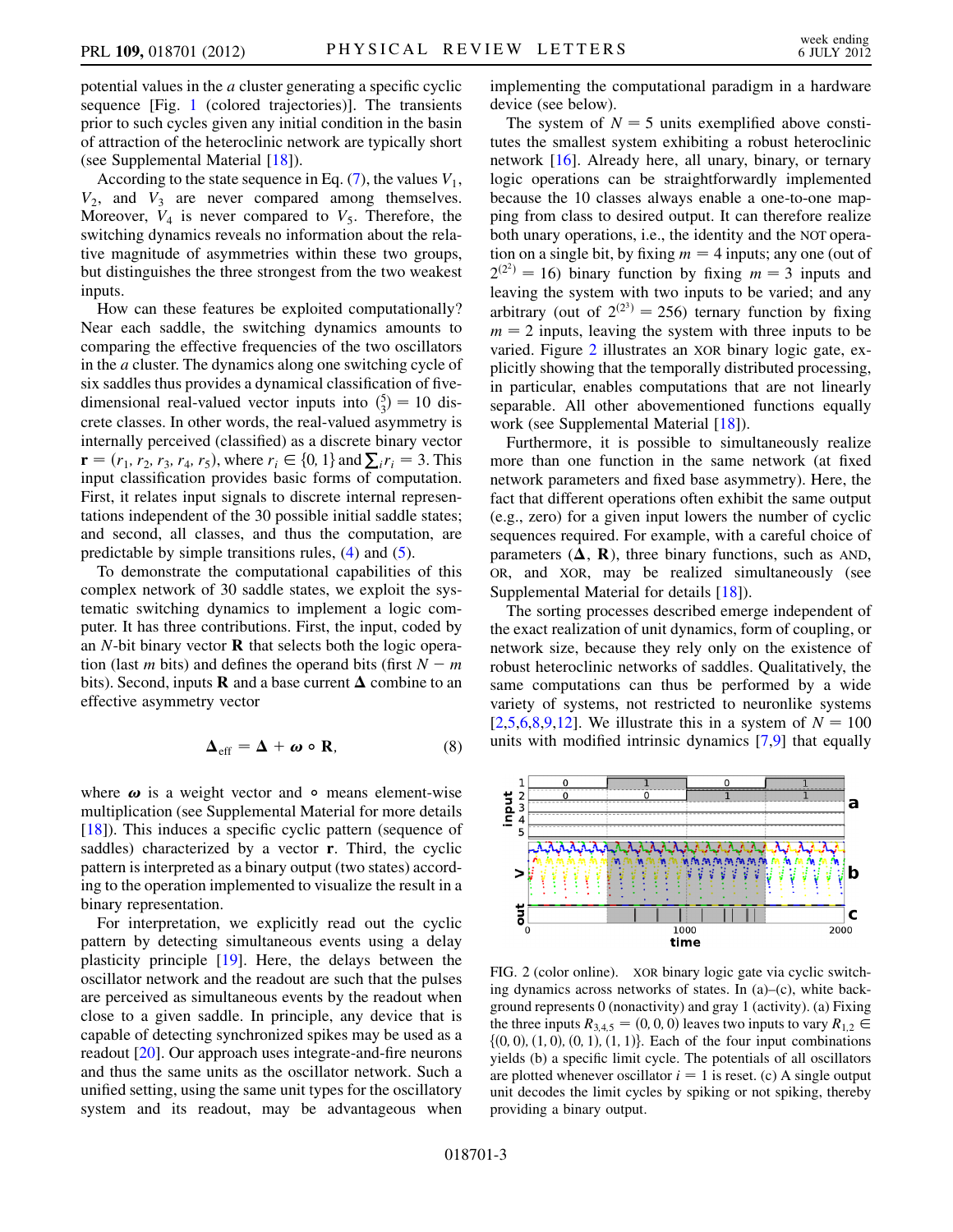potential values in the $a$ cluster generating a specific cyclic sequence [Fig. 1 (colored trajectories)]. The transients prior to such cycles given any initial condition in the basin of attraction of the heteroclinic network are typically short (see Supplemental Material [18]).

According to the state sequence in Eq. (7), the values $V_1$, $V_2$, and $V_3$ are never compared among themselves. Moreover, $V_4$ is never compared to $V_5$. Therefore, the switching dynamics reveals no information about the relative magnitude of asymmetries within these two groups, but distinguishes the three strongest from the two weakest inputs.

How can these features be exploited computationally? Near each saddle, the switching dynamics amounts to comparing the effective frequencies of the two oscillators in the $a$ cluster. The dynamics along one switching cycle of six saddles thus provides a dynamical classification of five-dimensional real-valued vector inputs into $\binom{5}{3} = 10$ discrete classes. In other words, the real-valued asymmetry is internally perceived (classified) as a discrete binary vector $\mathbf{r} = (r_1, r_2, r_3, r_4, r_5)$, where $r_i \in \{0, 1\}$ and $\sum_i r_i = 3$. This input classification provides basic forms of computation. First, it relates input signals to discrete internal representations independent of the 30 possible initial saddle states; and second, all classes, and thus the computation, are predictable by simple transitions rules, (4) and (5).

To demonstrate the computational capabilities of this complex network of 30 saddle states, we exploit the systematic switching dynamics to implement a logic computer. It has three contributions. First, the input, coded by an $N$-bit binary vector $\mathbf{R}$ that selects both the logic operation (last $m$ bits) and defines the operand bits (first $N - m$ bits). Second, inputs $\mathbf{R}$ and a base current $\boldsymbol{\Delta}$ combine to an effective asymmetry vector

$$\boldsymbol{\Delta}_{\text{eff}} = \boldsymbol{\Delta} + \boldsymbol{\omega} \circ \mathbf{R}, \tag{8}$$

where $\boldsymbol{\omega}$ is a weight vector and $\circ$ means element-wise multiplication (see Supplemental Material for more details [18]). This induces a specific cyclic pattern (sequence of saddles) characterized by a vector $\mathbf{r}$. Third, the cyclic pattern is interpreted as a binary output (two states) according to the operation implemented to visualize the result in a binary representation.

For interpretation, we explicitly read out the cyclic pattern by detecting simultaneous events using a delay plasticity principle [19]. Here, the delays between the oscillator network and the readout are such that the pulses are perceived as simultaneous events by the readout when close to a given saddle. In principle, any device that is capable of detecting synchronized spikes may be used as a readout [20]. Our approach uses integrate-and-fire neurons and thus the same units as the oscillator network. Such a unified setting, using the same unit types for the oscillatory system and its readout, may be advantageous when implementing the computational paradigm in a hardware device (see below).

The system of $N = 5$ units exemplified above constitutes the smallest system exhibiting a robust heteroclinic network [16]. Already here, all unary, binary, or ternary logic operations can be straightforwardly implemented because the 10 classes always enable a one-to-one mapping from class to desired output. It can therefore realize both unary operations, i.e., the identity and the NOT operation on a single bit, by fixing $m = 4$ inputs; any one (out of $2^{(2^2)} = 16$) binary function by fixing $m = 3$ inputs and leaving the system with two inputs to be varied; and any arbitrary (out of $2^{(2^3)} = 256$) ternary function by fixing $m = 2$ inputs, leaving the system with three inputs to be varied. Figure 2 illustrates an XOR binary logic gate, explicitly showing that the temporally distributed processing, in particular, enables computations that are not linearly separable. All other abovementioned functions equally work (see Supplemental Material [18]).

Furthermore, it is possible to simultaneously realize more than one function in the same network (at fixed network parameters and fixed base asymmetry). Here, the fact that different operations often exhibit the same output (e.g., zero) for a given input lowers the number of cyclic sequences required. For example, with a careful choice of parameters ($\boldsymbol{\Delta}$, $\mathbf{R}$), three binary functions, such as AND, OR, and XOR, may be realized simultaneously (see Supplemental Material for details [18]).

The sorting processes described emerge independent of the exact realization of unit dynamics, form of coupling, or network size, because they rely only on the existence of robust heteroclinic networks of saddles. Qualitatively, the same computations can thus be performed by a wide variety of systems, not restricted to neuronlike systems [2,5,6,8,9,12]. We illustrate this in a system of $N = 100$ units with modified intrinsic dynamics [7,9] that equally

FIG. 2 (color online). XOR binary logic gate via cyclic switching dynamics across networks of states. In (a)–(c), white background represents 0 (nonactivity) and gray 1 (activity). (a) Fixing the three inputs $R_{3,4,5} = (0, 0, 0)$ leaves two inputs to vary $R_{1,2} \in \{(0, 0), (1, 0), (0, 1), (1, 1)\}$. Each of the four input combinations yields (b) a specific limit cycle. The potentials of all oscillators are plotted whenever oscillator $i = 1$ is reset. (c) A single output unit decodes the limit cycles by spiking or not spiking, thereby providing a binary output.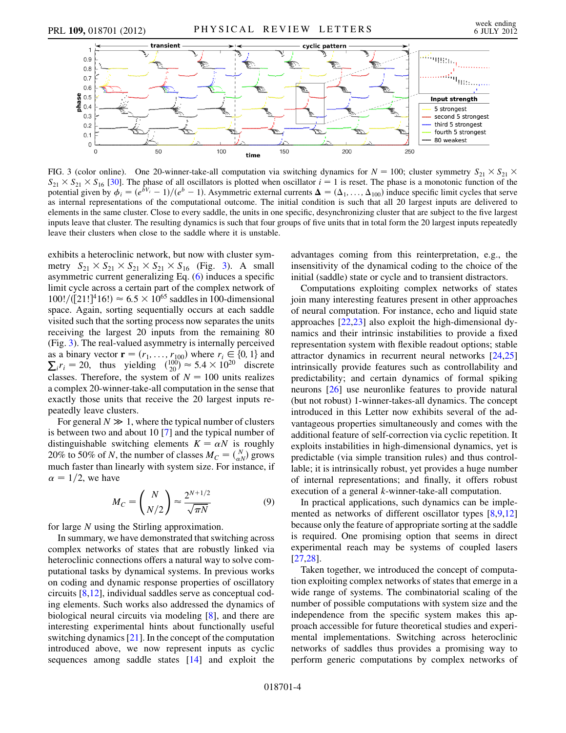FIG. 3 (color online). One 20-winner-take-all computation via switching dynamics for $N = 100$; cluster symmetry $S_{21} \times S_{21} \times S_{21} \times S_{21} \times S_{16}$ [30]. The phase of all oscillators is plotted when oscillator $i = 1$ is reset. The phase is a monotonic function of the potential given by $\phi_i = (e^{bV_i} - 1)/(e^b - 1)$. Asymmetric external currents $\mathbf{\Delta} = (\Delta_1, \ldots, \Delta_{100})$ induce specific limit cycles that serve as internal representations of the computational outcome. The initial condition is such that all 20 largest inputs are delivered to elements in the same cluster. Close to every saddle, the units in one specific, desynchronizing cluster that are subject to the five largest inputs leave that cluster. The resulting dynamics is such that four groups of five units that in total form the 20 largest inputs repeatedly leave their clusters when close to the saddle where it is unstable.

exhibits a heteroclinic network, but now with cluster symmetry $S_{21} \times S_{21} \times S_{21} \times S_{21} \times S_{16}$ (Fig. 3). A small asymmetric current generalizing Eq. (6) induces a specific limit cycle across a certain part of the complex network of $100!/([21!]^4 16!) \approx 6.5 \times 10^{65}$ saddles in 100-dimensional space. Again, sorting sequentially occurs at each saddle visited such that the sorting process now separates the units receiving the largest 20 inputs from the remaining 80 (Fig. 3). The real-valued asymmetry is internally perceived as a binary vector $\mathbf{r} = (r_1, \ldots, r_{100})$ where $r_i \in \{0, 1\}$ and $\sum_i r_i = 20$, thus yielding $\binom{100}{20} \approx 5.4 \times 10^{20}$ discrete classes. Therefore, the system of $N = 100$ units realizes a complex 20-winner-take-all computation in the sense that exactly those units that receive the 20 largest inputs repeatedly leave clusters.

For general $N \gg 1$, where the typical number of clusters is between two and about 10 [7] and the typical number of distinguishable switching elements $K = \alpha N$ is roughly 20% to 50% of $N$, the number of classes $M_C = \binom{N}{\alpha N}$ grows much faster than linearly with system size. For instance, if $\alpha = 1/2$, we have

$$M_C = \binom{N}{N/2} \approx \frac{2^{N+1/2}}{\sqrt{\pi N}} \tag{9}$$

for large $N$ using the Stirling approximation.

In summary, we have demonstrated that switching across complex networks of states that are robustly linked via heteroclinic connections offers a natural way to solve computational tasks by dynamical systems. In previous works on coding and dynamic response properties of oscillatory circuits [8,12], individual saddles serve as conceptual coding elements. Such works also addressed the dynamics of biological neural circuits via modeling [8], and there are interesting experimental hints about functionally useful switching dynamics [21]. In the concept of the computation introduced above, we now represent inputs as cyclic sequences among saddle states [14] and exploit the advantages coming from this reinterpretation, e.g., the insensitivity of the dynamical coding to the choice of the initial (saddle) state or cycle and to transient distractors.

Computations exploiting complex networks of states join many interesting features present in other approaches of neural computation. For instance, echo and liquid state approaches [22,23] also exploit the high-dimensional dynamics and their intrinsic instabilities to provide a fixed representation system with flexible readout options; stable attractor dynamics in recurrent neural networks [24,25] intrinsically provide features such as controllability and predictability; and certain dynamics of formal spiking neurons [26] use neuronlike features to provide natural (but not robust) 1-winner-takes-all dynamics. The concept introduced in this Letter now exhibits several of the advantageous properties simultaneously and comes with the additional feature of self-correction via cyclic repetition. It exploits instabilities in high-dimensional dynamics, yet is predictable (via simple transition rules) and thus controllable; it is intrinsically robust, yet provides a huge number of internal representations; and finally, it offers robust execution of a general $k$-winner-take-all computation.

In practical applications, such dynamics can be implemented as networks of different oscillator types [8,9,12] because only the feature of appropriate sorting at the saddle is required. One promising option that seems in direct experimental reach may be systems of coupled lasers [27,28].

Taken together, we introduced the concept of computation exploiting complex networks of states that emerge in a wide range of systems. The combinatorial scaling of the number of possible computations with system size and the independence from the specific system makes this approach accessible for future theoretical studies and experimental implementations. Switching across heteroclinic networks of saddles thus provides a promising way to perform generic computations by complex networks of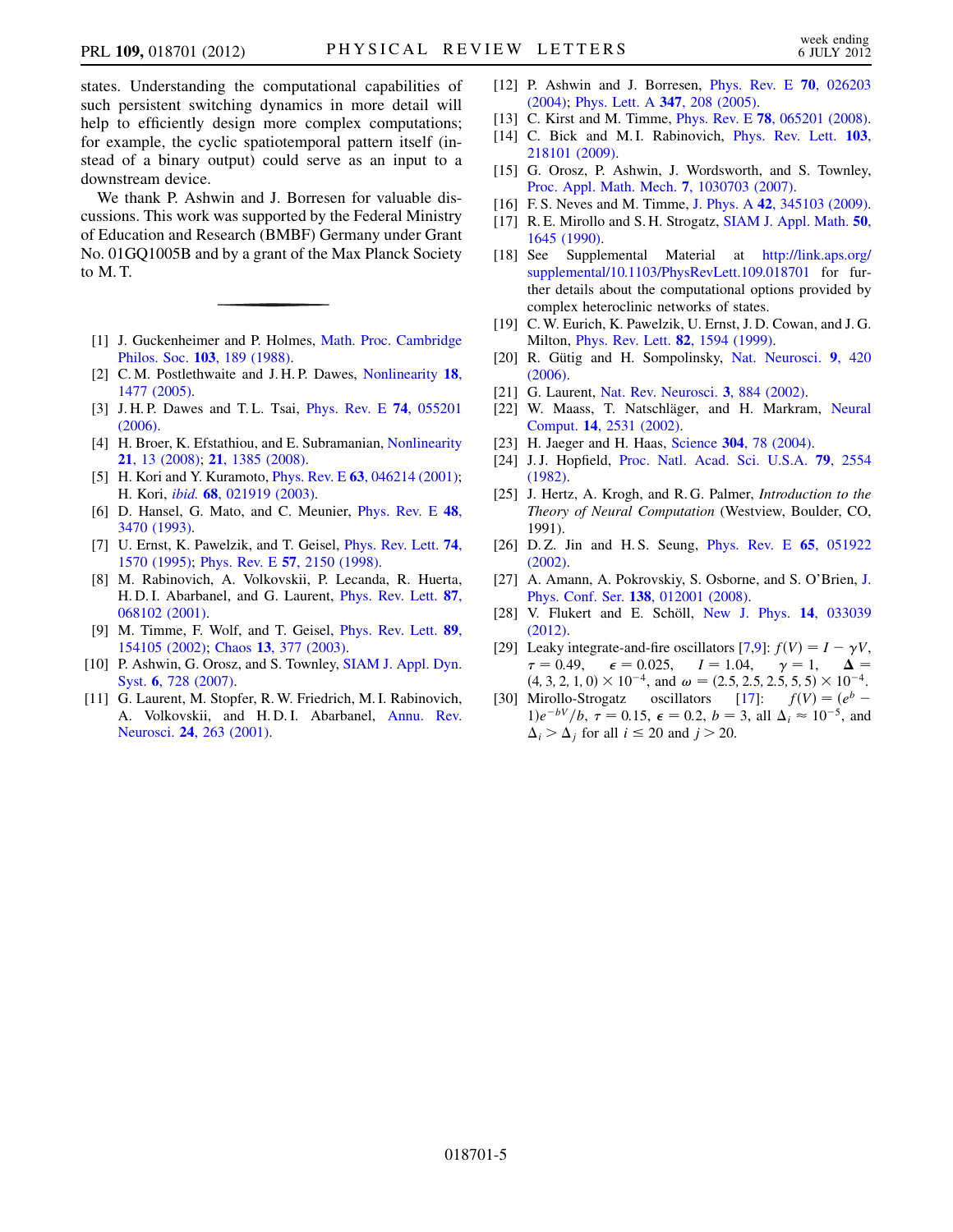states. Understanding the computational capabilities of such persistent switching dynamics in more detail will help to efficiently design more complex computations; for example, the cyclic spatiotemporal pattern itself (instead of a binary output) could serve as an input to a downstream device.

We thank P. Ashwin and J. Borresen for valuable discussions. This work was supported by the Federal Ministry of Education and Research (BMBF) Germany under Grant No. 01GQ1005B and by a grant of the Max Planck Society to M. T.

---

[1] J. Guckenheimer and P. Holmes, Math. Proc. Cambridge Philos. Soc. **103**, 189 (1988).

[2] C. M. Postlethwaite and J. H. P. Dawes, Nonlinearity **18**, 1477 (2005).

[3] J. H. P. Dawes and T. L. Tsai, Phys. Rev. E **74**, 055201 (2006).

[4] H. Broer, K. Efstathiou, and E. Subramanian, Nonlinearity **21**, 13 (2008); **21**, 1385 (2008).

[5] H. Kori and Y. Kuramoto, Phys. Rev. E **63**, 046214 (2001); H. Kori, *ibid.* **68**, 021919 (2003).

[6] D. Hansel, G. Mato, and C. Meunier, Phys. Rev. E **48**, 3470 (1993).

[7] U. Ernst, K. Pawelzik, and T. Geisel, Phys. Rev. Lett. **74**, 1570 (1995); Phys. Rev. E **57**, 2150 (1998).

[8] M. Rabinovich, A. Volkovskii, P. Lecanda, R. Huerta, H. D. I. Abarbanel, and G. Laurent, Phys. Rev. Lett. **87**, 068102 (2001).

[9] M. Timme, F. Wolf, and T. Geisel, Phys. Rev. Lett. **89**, 154105 (2002); Chaos **13**, 377 (2003).

[10] P. Ashwin, G. Orosz, and S. Townley, SIAM J. Appl. Dyn. Syst. **6**, 728 (2007).

[11] G. Laurent, M. Stopfer, R. W. Friedrich, M. I. Rabinovich, A. Volkovskii, and H. D. I. Abarbanel, Annu. Rev. Neurosci. **24**, 263 (2001).

[12] P. Ashwin and J. Borresen, Phys. Rev. E **70**, 026203 (2004); Phys. Lett. A **347**, 208 (2005).

[13] C. Kirst and M. Timme, Phys. Rev. E **78**, 065201 (2008).

[14] C. Bick and M. I. Rabinovich, Phys. Rev. Lett. **103**, 218101 (2009).

[15] G. Orosz, P. Ashwin, J. Wordsworth, and S. Townley, Proc. Appl. Math. Mech. **7**, 1030703 (2007).

[16] F. S. Neves and M. Timme, J. Phys. A **42**, 345103 (2009).

[17] R. E. Mirollo and S. H. Strogatz, SIAM J. Appl. Math. **50**, 1645 (1990).

[18] See Supplemental Material at http://link.aps.org/supplemental/10.1103/PhysRevLett.109.018701 for further details about the computational options provided by complex heteroclinic networks of states.

[19] C. W. Eurich, K. Pawelzik, U. Ernst, J. D. Cowan, and J. G. Milton, Phys. Rev. Lett. **82**, 1594 (1999).

[20] R. Gütig and H. Sompolinsky, Nat. Neurosci. **9**, 420 (2006).

[21] G. Laurent, Nat. Rev. Neurosci. **3**, 884 (2002).

[22] W. Maass, T. Natschläger, and H. Markram, Neural Comput. **14**, 2531 (2002).

[23] H. Jaeger and H. Haas, Science **304**, 78 (2004).

[24] J. J. Hopfield, Proc. Natl. Acad. Sci. U.S.A. **79**, 2554 (1982).

[25] J. Hertz, A. Krogh, and R. G. Palmer, *Introduction to the Theory of Neural Computation* (Westview, Boulder, CO, 1991).

[26] D. Z. Jin and H. S. Seung, Phys. Rev. E **65**, 051922 (2002).

[27] A. Amann, A. Pokrovskiy, S. Osborne, and S. O'Brien, J. Phys. Conf. Ser. **138**, 012001 (2008).

[28] V. Flukert and E. Schöll, New J. Phys. **14**, 033039 (2012).

[29] Leaky integrate-and-fire oscillators [7,9]: $f(V) = I - \gamma V$, $\tau = 0.49$, $\epsilon = 0.025$, $I = 1.04$, $\gamma = 1$, $\mathbf{\Delta} = (4, 3, 2, 1, 0) \times 10^{-4}$, and $\omega = (2.5, 2.5, 2.5, 5, 5) \times 10^{-4}$.

[30] Mirollo-Strogatz oscillators [17]: $f(V) = (e^b - 1)e^{-bV}/b$, $\tau = 0.15$, $\epsilon = 0.2$, $b = 3$, all $\Delta_i \approx 10^{-5}$, and $\Delta_i > \Delta_j$ for all $i \leq 20$ and $j > 20$.